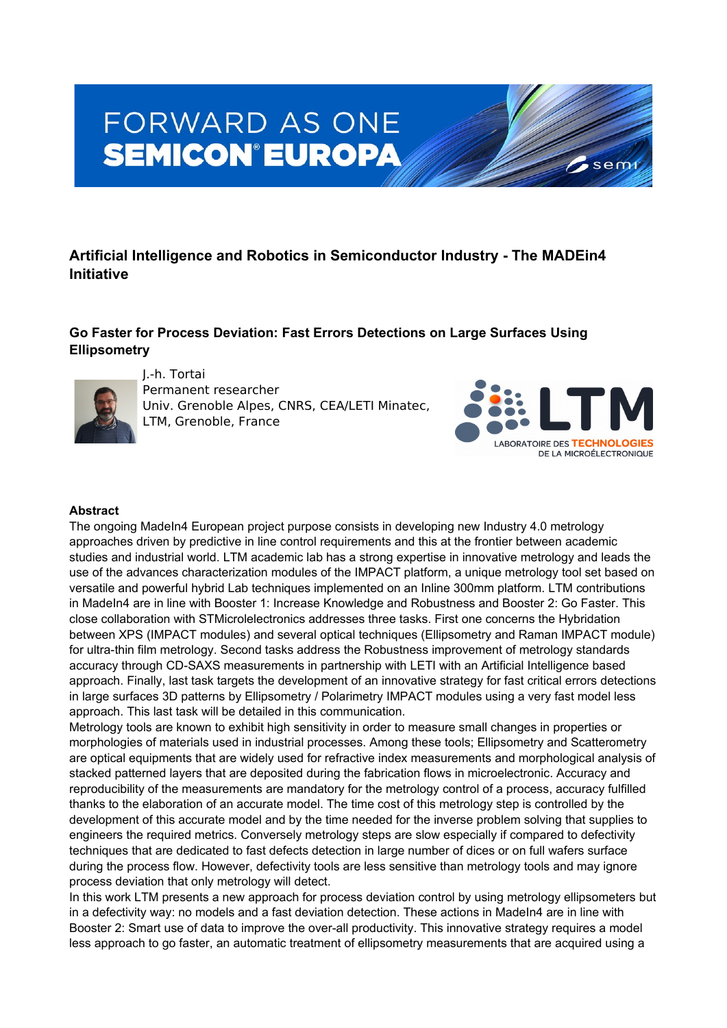# Artificial Intelligence and Robotics in Semiconductor Industry - The MADEin4 Initiative

## Go Faster for Process Deviation: Fast Errors Detections on Large Surfaces Using Ellipsometry

J.-h. Tortai
Permanent researcher
Univ. Grenoble Alpes, CNRS, CEA/LETI Minatec, LTM, Grenoble, France

### Abstract

The ongoing MadeIn4 European project purpose consists in developing new Industry 4.0 metrology approaches driven by predictive in line control requirements and this at the frontier between academic studies and industrial world. LTM academic lab has a strong expertise in innovative metrology and leads the use of the advances characterization modules of the IMPACT platform, a unique metrology tool set based on versatile and powerful hybrid Lab techniques implemented on an Inline 300mm platform. LTM contributions in MadeIn4 are in line with Booster 1: Increase Knowledge and Robustness and Booster 2: Go Faster. This close collaboration with STMicrolelectronics addresses three tasks. First one concerns the Hybridation between XPS (IMPACT modules) and several optical techniques (Ellipsometry and Raman IMPACT module) for ultra-thin film metrology. Second tasks address the Robustness improvement of metrology standards accuracy through CD-SAXS measurements in partnership with LETI with an Artificial Intelligence based approach. Finally, last task targets the development of an innovative strategy for fast critical errors detections in large surfaces 3D patterns by Ellipsometry / Polarimetry IMPACT modules using a very fast model less approach. This last task will be detailed in this communication.

Metrology tools are known to exhibit high sensitivity in order to measure small changes in properties or morphologies of materials used in industrial processes. Among these tools; Ellipsometry and Scatterometry are optical equipments that are widely used for refractive index measurements and morphological analysis of stacked patterned layers that are deposited during the fabrication flows in microelectronic. Accuracy and reproducibility of the measurements are mandatory for the metrology control of a process, accuracy fulfilled thanks to the elaboration of an accurate model. The time cost of this metrology step is controlled by the development of this accurate model and by the time needed for the inverse problem solving that supplies to engineers the required metrics. Conversely metrology steps are slow especially if compared to defectivity techniques that are dedicated to fast defects detection in large number of dices or on full wafers surface during the process flow. However, defectivity tools are less sensitive than metrology tools and may ignore process deviation that only metrology will detect.

In this work LTM presents a new approach for process deviation control by using metrology ellipsometers but in a defectivity way: no models and a fast deviation detection. These actions in MadeIn4 are in line with Booster 2: Smart use of data to improve the over-all productivity. This innovative strategy requires a model less approach to go faster, an automatic treatment of ellipsometry measurements that are acquired using a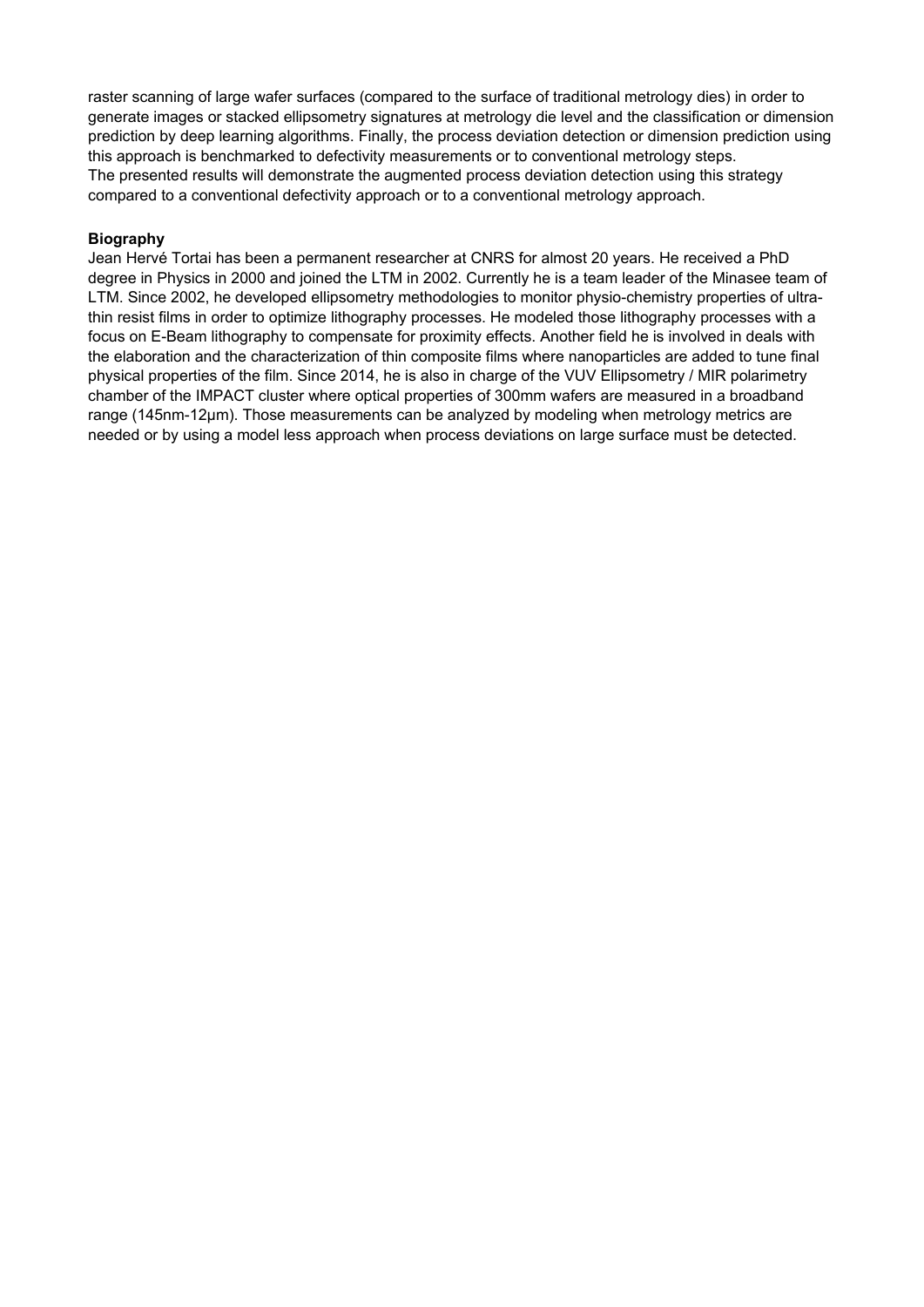raster scanning of large wafer surfaces (compared to the surface of traditional metrology dies) in order to generate images or stacked ellipsometry signatures at metrology die level and the classification or dimension prediction by deep learning algorithms. Finally, the process deviation detection or dimension prediction using this approach is benchmarked to defectivity measurements or to conventional metrology steps.
The presented results will demonstrate the augmented process deviation detection using this strategy compared to a conventional defectivity approach or to a conventional metrology approach.

**Biography**

Jean Hervé Tortai has been a permanent researcher at CNRS for almost 20 years. He received a PhD degree in Physics in 2000 and joined the LTM in 2002. Currently he is a team leader of the Minasee team of LTM. Since 2002, he developed ellipsometry methodologies to monitor physio-chemistry properties of ultra-thin resist films in order to optimize lithography processes. He modeled those lithography processes with a focus on E-Beam lithography to compensate for proximity effects. Another field he is involved in deals with the elaboration and the characterization of thin composite films where nanoparticles are added to tune final physical properties of the film. Since 2014, he is also in charge of the VUV Ellipsometry / MIR polarimetry chamber of the IMPACT cluster where optical properties of 300mm wafers are measured in a broadband range (145nm-12µm). Those measurements can be analyzed by modeling when metrology metrics are needed or by using a model less approach when process deviations on large surface must be detected.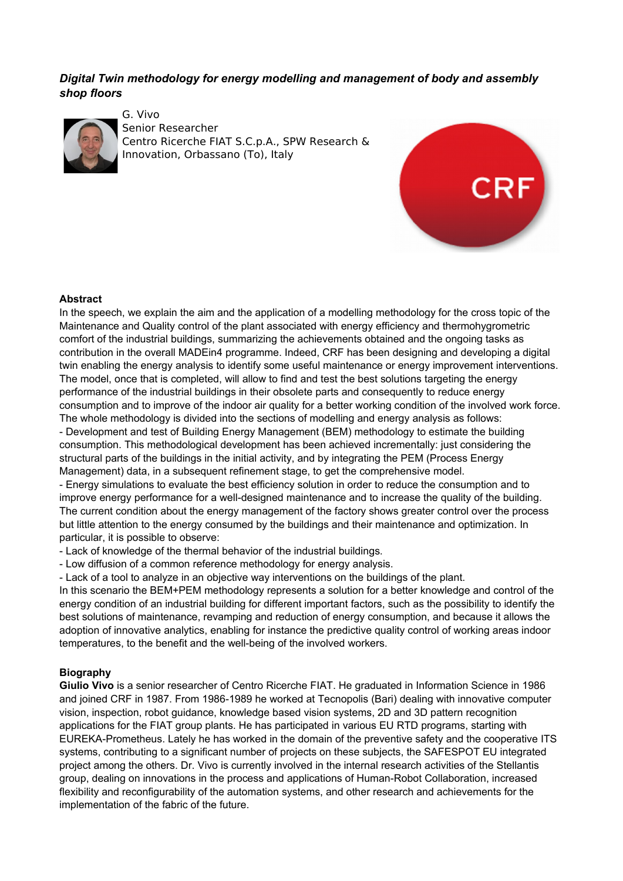***Digital Twin methodology for energy modelling and management of body and assembly shop floors***

G. Vivo
Senior Researcher
Centro Ricerche FIAT S.C.p.A., SPW Research & Innovation, Orbassano (To), Italy

**Abstract**

In the speech, we explain the aim and the application of a modelling methodology for the cross topic of the Maintenance and Quality control of the plant associated with energy efficiency and thermohygrometric comfort of the industrial buildings, summarizing the achievements obtained and the ongoing tasks as contribution in the overall MADEin4 programme. Indeed, CRF has been designing and developing a digital twin enabling the energy analysis to identify some useful maintenance or energy improvement interventions. The model, once that is completed, will allow to find and test the best solutions targeting the energy performance of the industrial buildings in their obsolete parts and consequently to reduce energy consumption and to improve of the indoor air quality for a better working condition of the involved work force. The whole methodology is divided into the sections of modelling and energy analysis as follows:

- Development and test of Building Energy Management (BEM) methodology to estimate the building consumption. This methodological development has been achieved incrementally: just considering the structural parts of the buildings in the initial activity, and by integrating the PEM (Process Energy Management) data, in a subsequent refinement stage, to get the comprehensive model.
- Energy simulations to evaluate the best efficiency solution in order to reduce the consumption and to improve energy performance for a well-designed maintenance and to increase the quality of the building.

The current condition about the energy management of the factory shows greater control over the process but little attention to the energy consumed by the buildings and their maintenance and optimization. In particular, it is possible to observe:

- Lack of knowledge of the thermal behavior of the industrial buildings.
- Low diffusion of a common reference methodology for energy analysis.
- Lack of a tool to analyze in an objective way interventions on the buildings of the plant.

In this scenario the BEM+PEM methodology represents a solution for a better knowledge and control of the energy condition of an industrial building for different important factors, such as the possibility to identify the best solutions of maintenance, revamping and reduction of energy consumption, and because it allows the adoption of innovative analytics, enabling for instance the predictive quality control of working areas indoor temperatures, to the benefit and the well-being of the involved workers.

**Biography**

**Giulio Vivo** is a senior researcher of Centro Ricerche FIAT. He graduated in Information Science in 1986 and joined CRF in 1987. From 1986-1989 he worked at Tecnopolis (Bari) dealing with innovative computer vision, inspection, robot guidance, knowledge based vision systems, 2D and 3D pattern recognition applications for the FIAT group plants. He has participated in various EU RTD programs, starting with EUREKA-Prometheus. Lately he has worked in the domain of the preventive safety and the cooperative ITS systems, contributing to a significant number of projects on these subjects, the SAFESPOT EU integrated project among the others. Dr. Vivo is currently involved in the internal research activities of the Stellantis group, dealing on innovations in the process and applications of Human-Robot Collaboration, increased flexibility and reconfigurability of the automation systems, and other research and achievements for the implementation of the fabric of the future.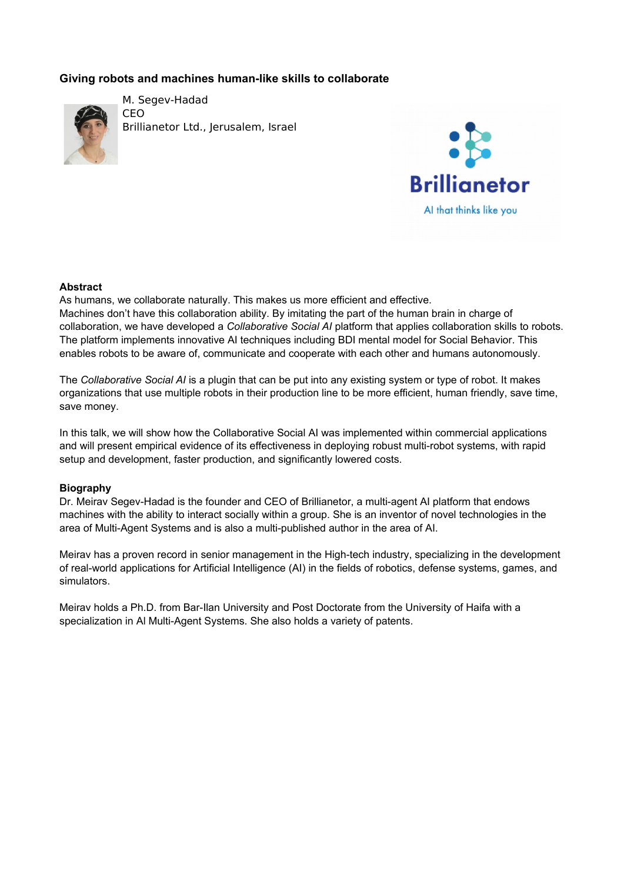### Giving robots and machines human-like skills to collaborate

M. Segev-Hadad
CEO
Brillianetor Ltd., Jerusalem, Israel

Brillianetor
AI that thinks like you

**Abstract**

As humans, we collaborate naturally. This makes us more efficient and effective. Machines don't have this collaboration ability. By imitating the part of the human brain in charge of collaboration, we have developed a *Collaborative Social AI* platform that applies collaboration skills to robots. The platform implements innovative AI techniques including BDI mental model for Social Behavior. This enables robots to be aware of, communicate and cooperate with each other and humans autonomously.

The *Collaborative Social AI* is a plugin that can be put into any existing system or type of robot. It makes organizations that use multiple robots in their production line to be more efficient, human friendly, save time, save money.

In this talk, we will show how the Collaborative Social AI was implemented within commercial applications and will present empirical evidence of its effectiveness in deploying robust multi-robot systems, with rapid setup and development, faster production, and significantly lowered costs.

**Biography**

Dr. Meirav Segev-Hadad is the founder and CEO of Brillianetor, a multi-agent AI platform that endows machines with the ability to interact socially within a group. She is an inventor of novel technologies in the area of Multi-Agent Systems and is also a multi-published author in the area of AI.

Meirav has a proven record in senior management in the High-tech industry, specializing in the development of real-world applications for Artificial Intelligence (AI) in the fields of robotics, defense systems, games, and simulators.

Meirav holds a Ph.D. from Bar-Ilan University and Post Doctorate from the University of Haifa with a specialization in AI Multi-Agent Systems. She also holds a variety of patents.